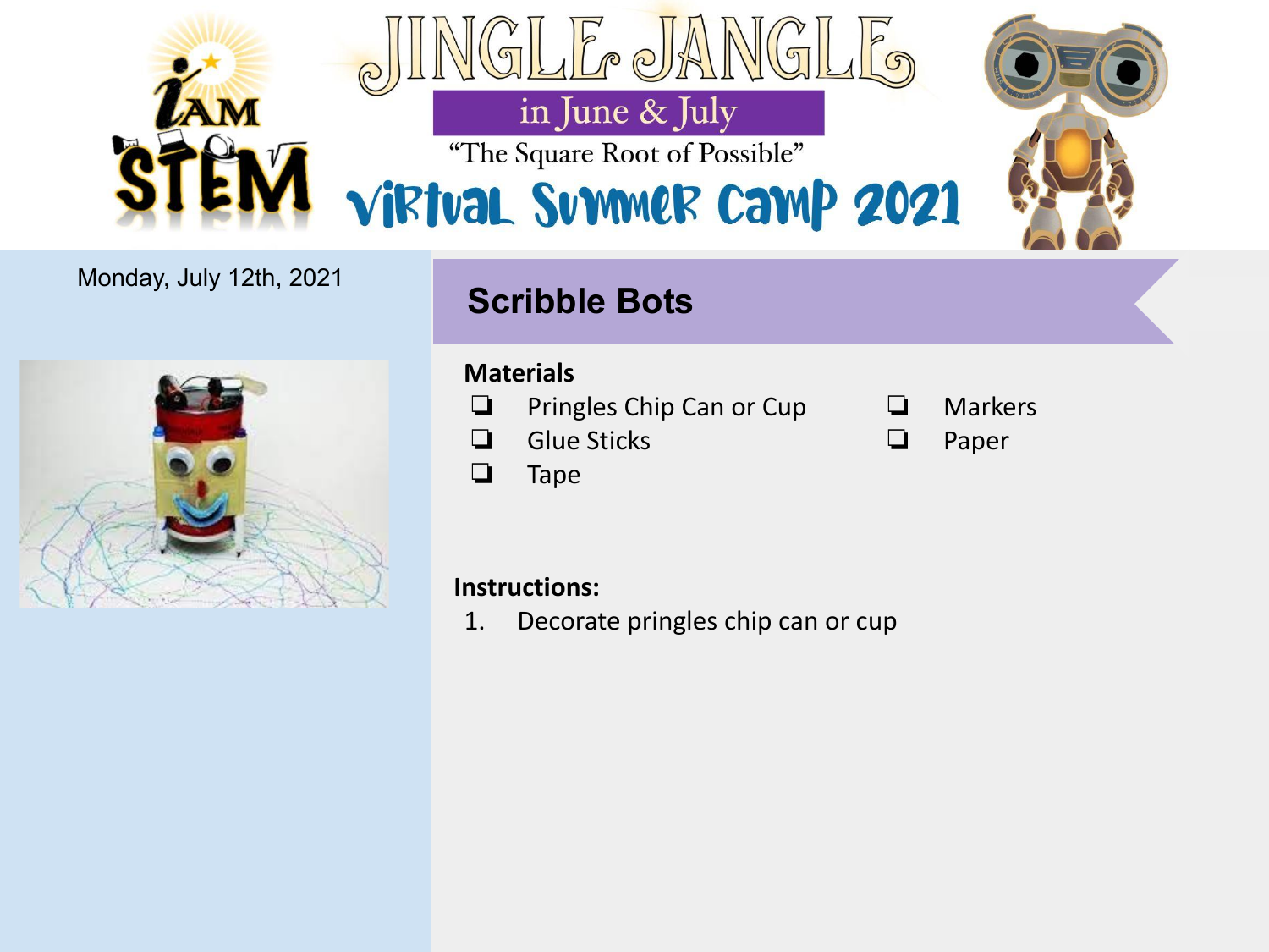# JINGLE JANGLE

## in June & July

"The Square Root of Possible"

## Virtual Summer Camp 2021

Monday, July 12th, 2021

## Scribble Bots

**Materials**

- ❏ Pringles Chip Can or Cup
- ❏ Glue Sticks
- ❏ Tape
- ❏ Markers
- ❏ Paper

**Instructions:**

1. Decorate pringles chip can or cup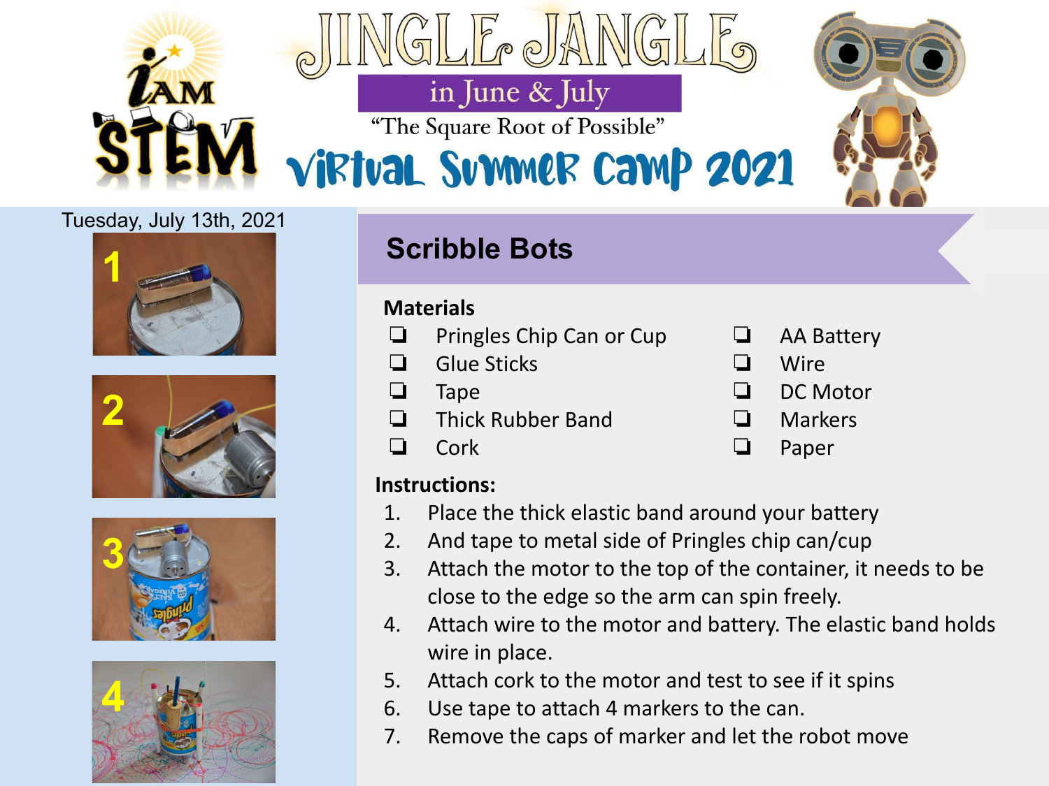# JINGLE JANGLE

in June & July

"The Square Root of Possible"

Virtual Summer Camp 2021

Tuesday, July 13th, 2021

1

2

3

4

## Scribble Bots

### Materials

- ❑ Pringles Chip Can or Cup
- ❑ Glue Sticks
- ❑ Tape
- ❑ Thick Rubber Band
- ❑ Cork
- ❑ AA Battery
- ❑ Wire
- ❑ DC Motor
- ❑ Markers
- ❑ Paper

### Instructions:

1. Place the thick elastic band around your battery
2. And tape to metal side of Pringles chip can/cup
3. Attach the motor to the top of the container, it needs to be close to the edge so the arm can spin freely.
4. Attach wire to the motor and battery. The elastic band holds wire in place.
5. Attach cork to the motor and test to see if it spins
6. Use tape to attach 4 markers to the can.
7. Remove the caps of marker and let the robot move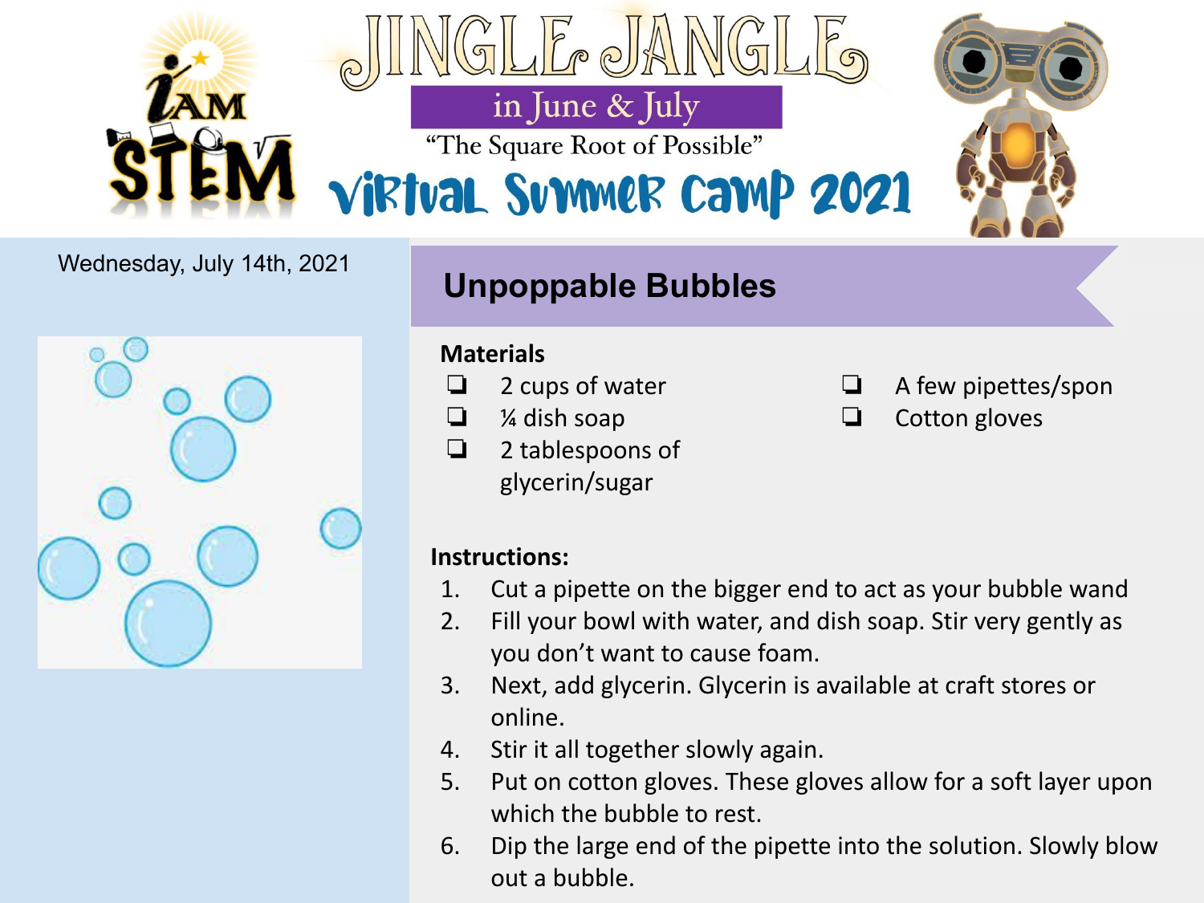# JINGLE JANGLE

in June & July

"The Square Root of Possible"

Virtual Summer Camp 2021

Wednesday, July 14th, 2021

## Unpoppable Bubbles

**Materials**

- ❏ 2 cups of water
- ❏ ¼ dish soap
- ❏ 2 tablespoons of glycerin/sugar
- ❏ A few pipettes/spon
- ❏ Cotton gloves

**Instructions:**

1. Cut a pipette on the bigger end to act as your bubble wand
2. Fill your bowl with water, and dish soap. Stir very gently as you don't want to cause foam.
3. Next, add glycerin. Glycerin is available at craft stores or online.
4. Stir it all together slowly again.
5. Put on cotton gloves. These gloves allow for a soft layer upon which the bubble to rest.
6. Dip the large end of the pipette into the solution. Slowly blow out a bubble.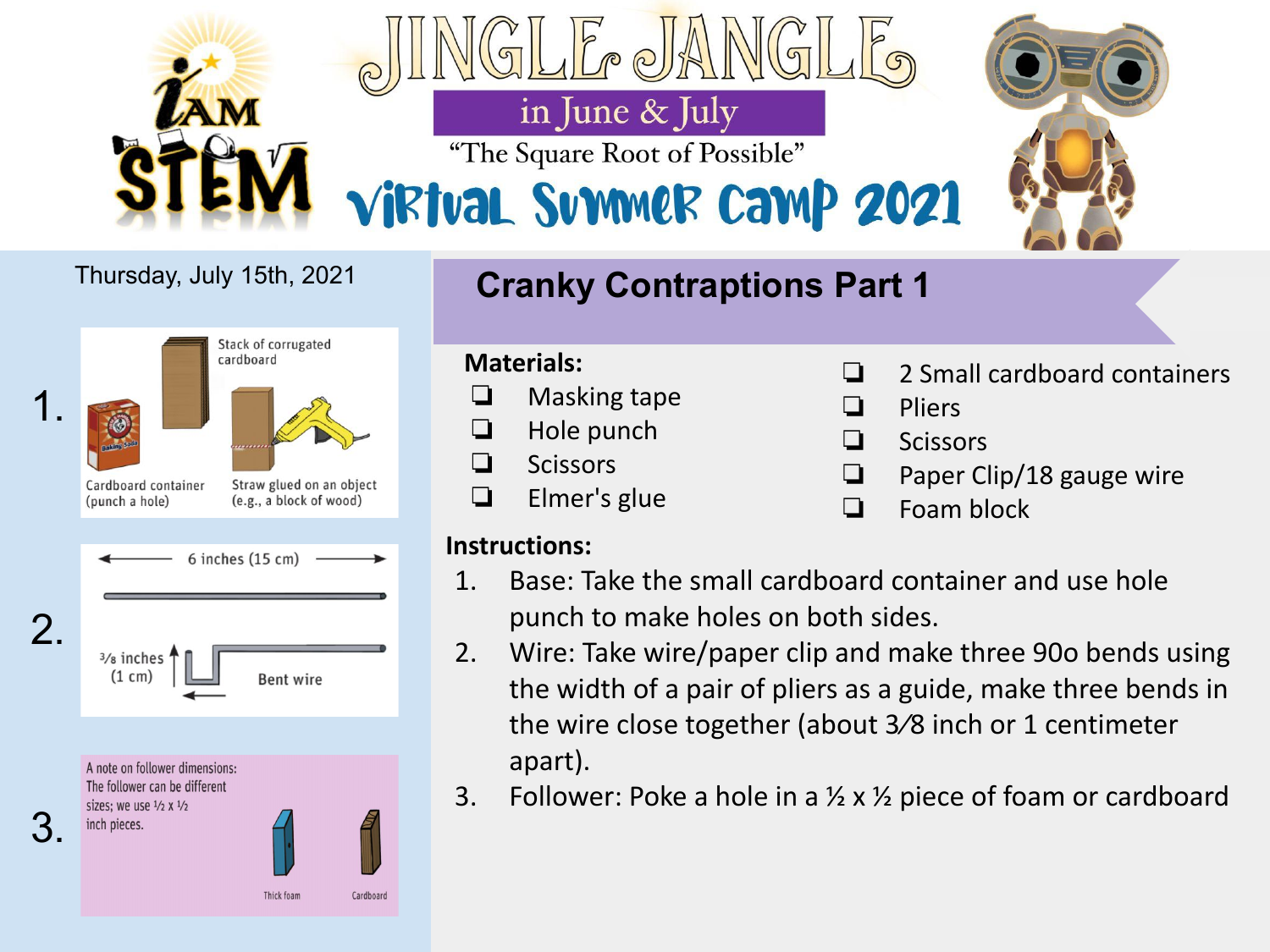# JINGLE JANGLE

## in June & July

"The Square Root of Possible"

## Virtual Summer Camp 2021

Thursday, July 15th, 2021

## Cranky Contraptions Part 1

1. Stack of corrugated cardboard. Cardboard container (punch a hole). Straw glued on an object (e.g., a block of wood)

2. 6 inches (15 cm). 3/8 inches (1 cm). Bent wire

3. A note on follower dimensions: The follower can be different sizes; we use ½ x ½ inch pieces. Thick foam. Cardboard

**Materials:**

- ❑ Masking tape
- ❑ Hole punch
- ❑ Scissors
- ❑ Elmer's glue
- ❑ 2 Small cardboard containers
- ❑ Pliers
- ❑ Scissors
- ❑ Paper Clip/18 gauge wire
- ❑ Foam block

**Instructions:**

1. Base: Take the small cardboard container and use hole punch to make holes on both sides.
2. Wire: Take wire/paper clip and make three 90o bends using the width of a pair of pliers as a guide, make three bends in the wire close together (about 3⁄8 inch or 1 centimeter apart).
3. Follower: Poke a hole in a ½ x ½ piece of foam or cardboard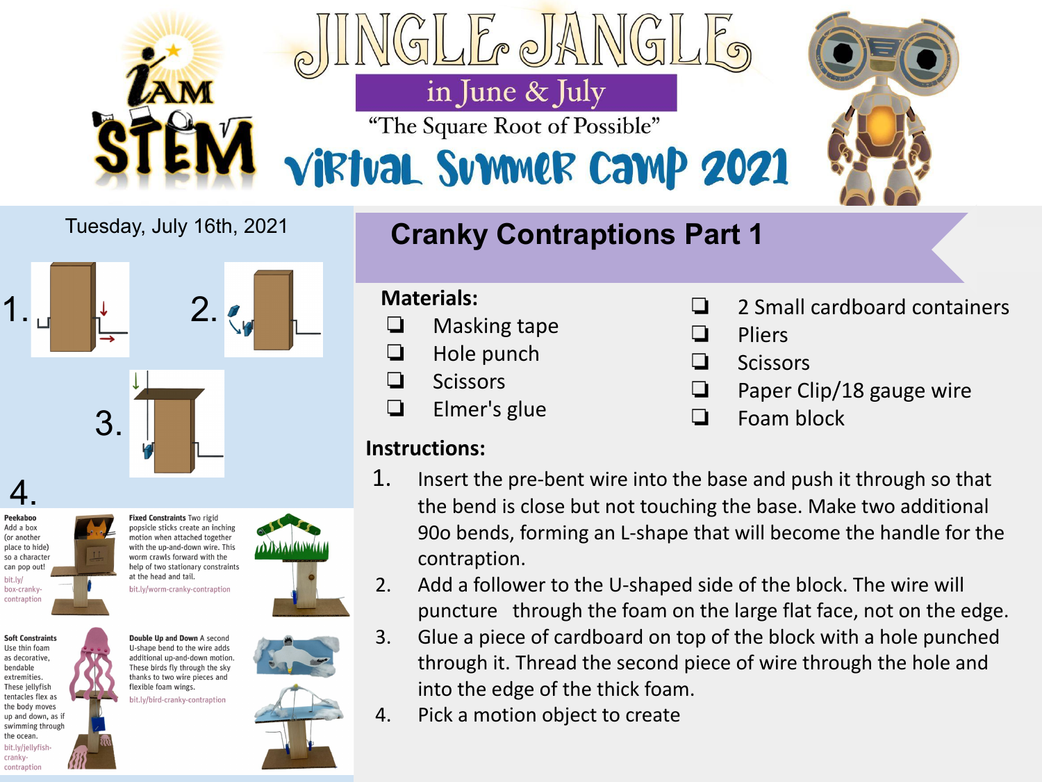# JINGLE JANGLE

## in June & July

"The Square Root of Possible"

## Virtual Summer Camp 2021

Tuesday, July 16th, 2021

1.

2.

3.

4.

**Peekaboo** Add a box (or another place to hide) so a character can pop out! bit.ly/box-cranky-contraption

**Fixed Constraints** Two rigid popsicle sticks create an inching motion when attached together with the up-and-down wire. This worm crawls forward with the help of two stationary constraints at the head and tail. bit.ly/worm-cranky-contraption

**Soft Constraints** Use thin foam as decorative, bendable extremities. These jellyfish tentacles flex as the body moves up and down, as if swimming through the ocean. bit.ly/jellyfish-cranky-contraption

**Double Up and Down** A second U-shape bend to the wire adds additional up-and-down motion. These birds fly through the sky thanks to two wire pieces and flexible foam wings. bit.ly/bird-cranky-contraption

## Cranky Contraptions Part 1

### Materials:

- ❑ Masking tape
- ❑ Hole punch
- ❑ Scissors
- ❑ Elmer's glue
- ❑ 2 Small cardboard containers
- ❑ Pliers
- ❑ Scissors
- ❑ Paper Clip/18 gauge wire
- ❑ Foam block

### Instructions:

1. Insert the pre-bent wire into the base and push it through so that the bend is close but not touching the base. Make two additional 90o bends, forming an L-shape that will become the handle for the contraption.
2. Add a follower to the U-shaped side of the block. The wire will puncture through the foam on the large flat face, not on the edge.
3. Glue a piece of cardboard on top of the block with a hole punched through it. Thread the second piece of wire through the hole and into the edge of the thick foam.
4. Pick a motion object to create